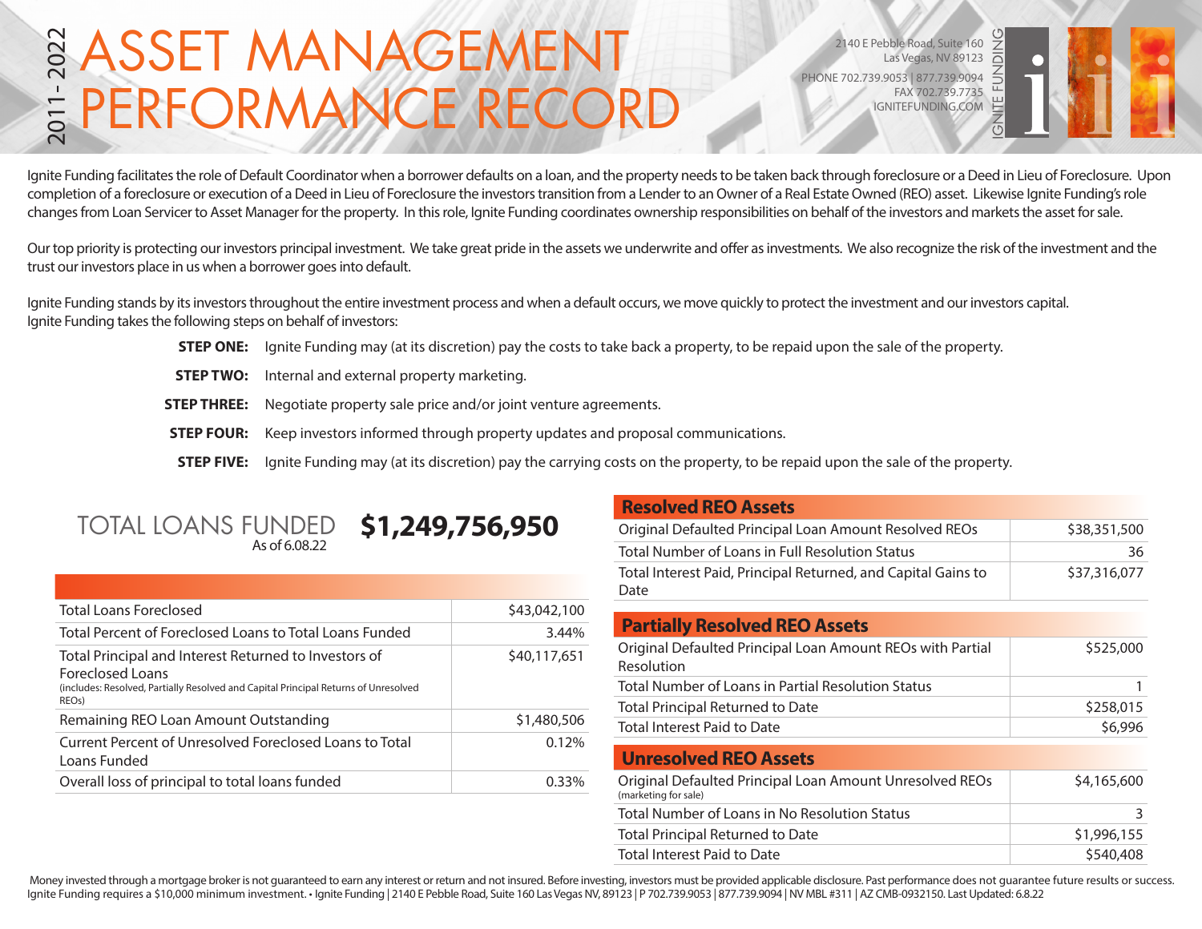# ASSET MANAGEMENT PERFORMANCE RECORD

2011 - 2022

2140 E Pebble Road, Suite 160
Las Vegas, NV 89123
PHONE 702.739.9053 | 877.739.9094
FAX 702.739.7735
IGNITEFUNDING.COM

IGNITE FUNDING

Ignite Funding facilitates the role of Default Coordinator when a borrower defaults on a loan, and the property needs to be taken back through foreclosure or a Deed in Lieu of Foreclosure. Upon completion of a foreclosure or execution of a Deed in Lieu of Foreclosure the investors transition from a Lender to an Owner of a Real Estate Owned (REO) asset. Likewise Ignite Funding's role changes from Loan Servicer to Asset Manager for the property. In this role, Ignite Funding coordinates ownership responsibilities on behalf of the investors and markets the asset for sale.

Our top priority is protecting our investors principal investment. We take great pride in the assets we underwrite and offer as investments. We also recognize the risk of the investment and the trust our investors place in us when a borrower goes into default.

Ignite Funding stands by its investors throughout the entire investment process and when a default occurs, we move quickly to protect the investment and our investors capital. Ignite Funding takes the following steps on behalf of investors:

**STEP ONE:** Ignite Funding may (at its discretion) pay the costs to take back a property, to be repaid upon the sale of the property.

**STEP TWO:** Internal and external property marketing.

**STEP THREE:** Negotiate property sale price and/or joint venture agreements.

**STEP FOUR:** Keep investors informed through property updates and proposal communications.

**STEP FIVE:** Ignite Funding may (at its discretion) pay the carrying costs on the property, to be repaid upon the sale of the property.

## TOTAL LOANS FUNDED **$1,249,756,950**

As of 6.08.22

| | |
|---|---|
| Total Loans Foreclosed | $43,042,100 |
| Total Percent of Foreclosed Loans to Total Loans Funded | 3.44% |
| Total Principal and Interest Returned to Investors of Foreclosed Loans (includes: Resolved, Partially Resolved and Capital Principal Returns of Unresolved REOs) | $40,117,651 |
| Remaining REO Loan Amount Outstanding | $1,480,506 |
| Current Percent of Unresolved Foreclosed Loans to Total Loans Funded | 0.12% |
| Overall loss of principal to total loans funded | 0.33% |

## Resolved REO Assets

| | |
|---|---|
| Original Defaulted Principal Loan Amount Resolved REOs | $38,351,500 |
| Total Number of Loans in Full Resolution Status | 36 |
| Total Interest Paid, Principal Returned, and Capital Gains to Date | $37,316,077 |

## Partially Resolved REO Assets

| | |
|---|---|
| Original Defaulted Principal Loan Amount REOs with Partial Resolution | $525,000 |
| Total Number of Loans in Partial Resolution Status | 1 |
| Total Principal Returned to Date | $258,015 |
| Total Interest Paid to Date | $6,996 |

## Unresolved REO Assets

| | |
|---|---|
| Original Defaulted Principal Loan Amount Unresolved REOs (marketing for sale) | $4,165,600 |
| Total Number of Loans in No Resolution Status | 3 |
| Total Principal Returned to Date | $1,996,155 |
| Total Interest Paid to Date | $540,408 |

Money invested through a mortgage broker is not guaranteed to earn any interest or return and not insured. Before investing, investors must be provided applicable disclosure. Past performance does not guarantee future results or success. Ignite Funding requires a $10,000 minimum investment. • Ignite Funding | 2140 E Pebble Road, Suite 160 Las Vegas NV, 89123 | P 702.739.9053 | 877.739.9094 | NV MBL #311 | AZ CMB-0932150. Last Updated: 6.8.22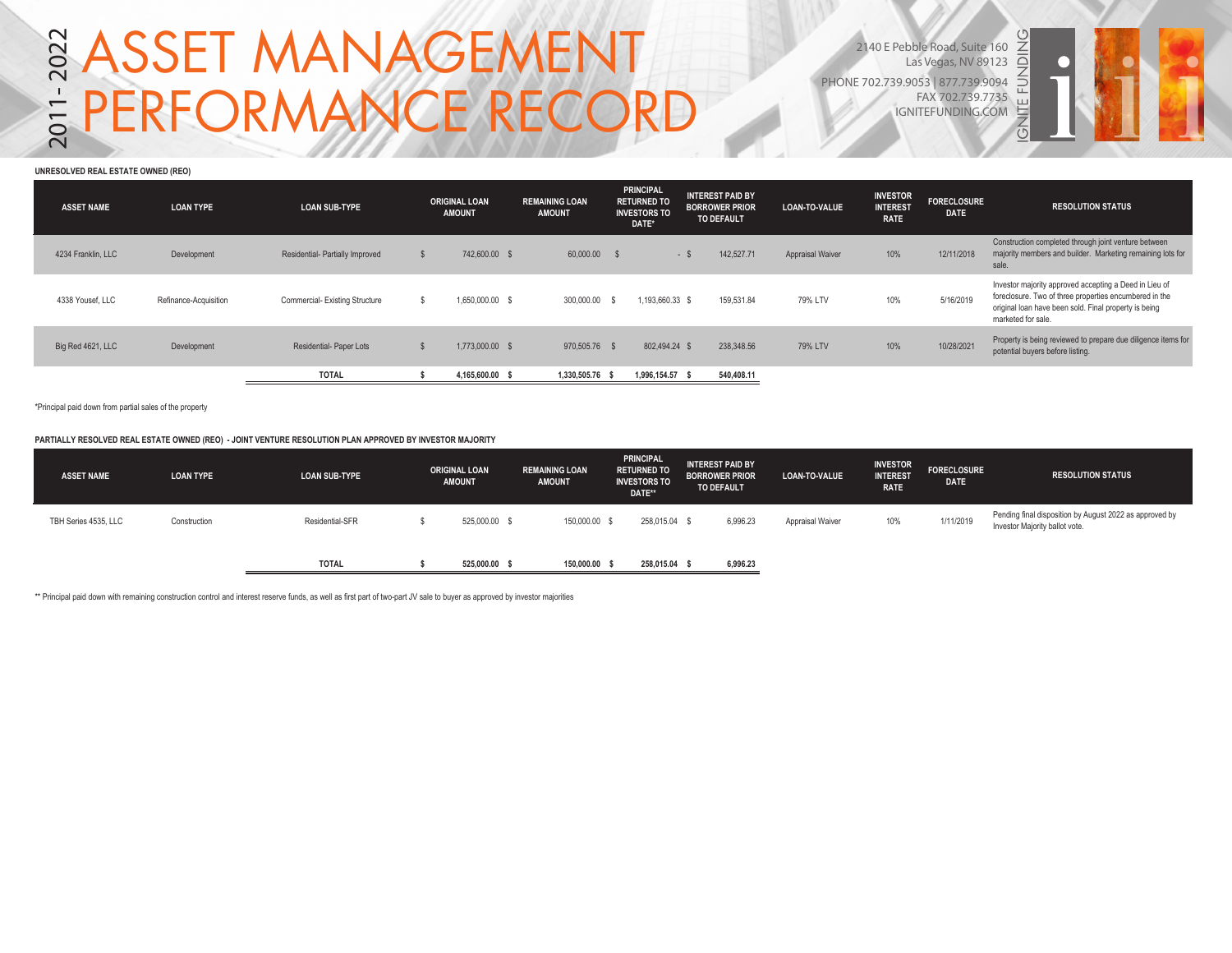# 2011 - 2022 ASSET MANAGEMENT PERFORMANCE RECORD

2140 E Pebble Road, Suite 160
Las Vegas, NV 89123
PHONE 702.739.9053 | 877.739.9094
FAX 702.739.7735
IGNITEFUNDING.COM

IGNITE FUNDING

**UNRESOLVED REAL ESTATE OWNED (REO)**

| ASSET NAME | LOAN TYPE | LOAN SUB-TYPE | ORIGINAL LOAN AMOUNT | REMAINING LOAN AMOUNT | PRINCIPAL RETURNED TO INVESTORS TO DATE* | INTEREST PAID BY BORROWER PRIOR TO DEFAULT | LOAN-TO-VALUE | INVESTOR INTEREST RATE | FORECLOSURE DATE | RESOLUTION STATUS |
|---|---|---|---|---|---|---|---|---|---|---|
| 4234 Franklin, LLC | Development | Residential- Partially Improved | $ 742,600.00 | $ 60,000.00 | $ - | $ 142,527.71 | Appraisal Waiver | 10% | 12/11/2018 | Construction completed through joint venture between majority members and builder. Marketing remaining lots for sale. |
| 4338 Yousef, LLC | Refinance-Acquisition | Commercial- Existing Structure | $ 1,650,000.00 | $ 300,000.00 | $ 1,193,660.33 | $ 159,531.84 | 79% LTV | 10% | 5/16/2019 | Investor majority approved accepting a Deed in Lieu of foreclosure. Two of three properties encumbered in the original loan have been sold. Final property is being marketed for sale. |
| Big Red 4621, LLC | Development | Residential- Paper Lots | $ 1,773,000.00 | $ 970,505.76 | $ 802,494.24 | $ 238,348.56 | 79% LTV | 10% | 10/28/2021 | Property is being reviewed to prepare due diligence items for potential buyers before listing. |
| | | **TOTAL** | **$ 4,165,600.00** | **$ 1,330,505.76** | **$ 1,996,154.57** | **$ 540,408.11** | | | | |

*Principal paid down from partial sales of the property

**PARTIALLY RESOLVED REAL ESTATE OWNED (REO) - JOINT VENTURE RESOLUTION PLAN APPROVED BY INVESTOR MAJORITY**

| ASSET NAME | LOAN TYPE | LOAN SUB-TYPE | ORIGINAL LOAN AMOUNT | REMAINING LOAN AMOUNT | PRINCIPAL RETURNED TO INVESTORS TO DATE** | INTEREST PAID BY BORROWER PRIOR TO DEFAULT | LOAN-TO-VALUE | INVESTOR INTEREST RATE | FORECLOSURE DATE | RESOLUTION STATUS |
|---|---|---|---|---|---|---|---|---|---|---|
| TBH Series 4535, LLC | Construction | Residential-SFR | $ 525,000.00 | $ 150,000.00 | $ 258,015.04 | $ 6,996.23 | Appraisal Waiver | 10% | 1/11/2019 | Pending final disposition by August 2022 as approved by Investor Majority ballot vote. |
| | | **TOTAL** | **$ 525,000.00** | **$ 150,000.00** | **$ 258,015.04** | **$ 6,996.23** | | | | |

** Principal paid down with remaining construction control and interest reserve funds, as well as first part of two-part JV sale to buyer as approved by investor majorities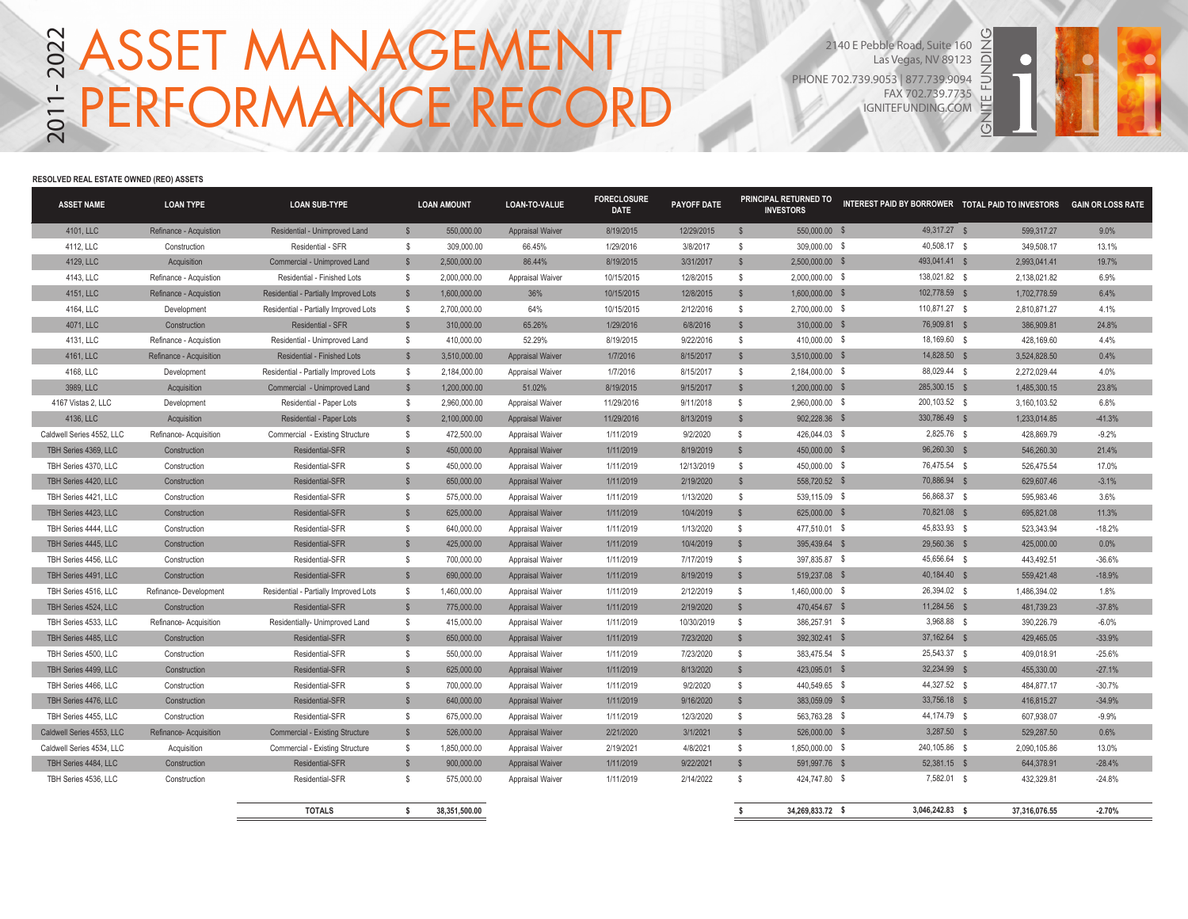# 2011 - 2022 ASSET MANAGEMENT PERFORMANCE RECORD

2140 E Pebble Road, Suite 160
Las Vegas, NV 89123
PHONE 702.739.9053 | 877.739.9094
FAX 702.739.7735
IGNITEFUNDING.COM

IGNITE FUNDING

**RESOLVED REAL ESTATE OWNED (REO) ASSETS**

| ASSET NAME | LOAN TYPE | LOAN SUB-TYPE | LOAN AMOUNT | LOAN-TO-VALUE | FORECLOSURE DATE | PAYOFF DATE | PRINCIPAL RETURNED TO INVESTORS | INTEREST PAID BY BORROWER | TOTAL PAID TO INVESTORS | GAIN OR LOSS RATE |
|---|---|---|---|---|---|---|---|---|---|---|
| 4101, LLC | Refinance - Acquistion | Residential - Unimproved Land | $ 550,000.00 | Appraisal Waiver | 8/19/2015 | 12/29/2015 | $ 550,000.00 | $ 49,317.27 | $ 599,317.27 | 9.0% |
| 4112, LLC | Construction | Residential - SFR | $ 309,000.00 | 66.45% | 1/29/2016 | 3/8/2017 | $ 309,000.00 | $ 40,508.17 | $ 349,508.17 | 13.1% |
| 4129, LLC | Acquisition | Commercial - Unimproved Land | $ 2,500,000.00 | 86.44% | 8/19/2015 | 3/31/2017 | $ 2,500,000.00 | $ 493,041.41 | $ 2,993,041.41 | 19.7% |
| 4143, LLC | Refinance - Acquistion | Residential - Finished Lots | $ 2,000,000.00 | Appraisal Waiver | 10/15/2015 | 12/8/2015 | $ 2,000,000.00 | $ 138,021.82 | $ 2,138,021.82 | 6.9% |
| 4151, LLC | Refinance - Acquistion | Residential - Partially Improved Lots | $ 1,600,000.00 | 36% | 10/15/2015 | 12/8/2015 | $ 1,600,000.00 | $ 102,778.59 | $ 1,702,778.59 | 6.4% |
| 4164, LLC | Development | Residential - Partially Improved Lots | $ 2,700,000.00 | 64% | 10/15/2015 | 2/12/2016 | $ 2,700,000.00 | $ 110,871.27 | $ 2,810,871.27 | 4.1% |
| 4071, LLC | Construction | Residential - SFR | $ 310,000.00 | 65.26% | 1/29/2016 | 6/8/2016 | $ 310,000.00 | $ 76,909.81 | $ 386,909.81 | 24.8% |
| 4131, LLC | Refinance - Acquistion | Residential - Unimproved Land | $ 410,000.00 | 52.29% | 8/19/2015 | 9/22/2016 | $ 410,000.00 | $ 18,169.60 | $ 428,169.60 | 4.4% |
| 4161, LLC | Refinance - Acquistion | Residential - Finished Lots | $ 3,510,000.00 | Appraisal Waiver | 1/7/2016 | 8/15/2017 | $ 3,510,000.00 | $ 14,828.50 | $ 3,524,828.50 | 0.4% |
| 4168, LLC | Development | Residential - Partially Improved Lots | $ 2,184,000.00 | Appraisal Waiver | 1/7/2016 | 8/15/2017 | $ 2,184,000.00 | $ 88,029.44 | $ 2,272,029.44 | 4.0% |
| 3989, LLC | Acquisition | Commercial - Unimproved Land | $ 1,200,000.00 | 51.02% | 8/19/2015 | 9/15/2017 | $ 1,200,000.00 | $ 285,300.15 | $ 1,485,300.15 | 23.8% |
| 4167 Vistas 2, LLC | Development | Residential - Paper Lots | $ 2,960,000.00 | Appraisal Waiver | 11/29/2016 | 9/11/2018 | $ 2,960,000.00 | $ 200,103.52 | $ 3,160,103.52 | 6.8% |
| 4136, LLC | Acquisition | Residential - Paper Lots | $ 2,100,000.00 | Appraisal Waiver | 11/29/2016 | 8/13/2019 | $ 902,228.36 | $ 330,786.49 | $ 1,233,014.85 | -41.3% |
| Caldwell Series 4552, LLC | Refinance- Acquisition | Commercial - Existing Structure | $ 472,500.00 | Appraisal Waiver | 1/11/2019 | 9/2/2020 | $ 426,044.03 | $ 2,825.76 | $ 428,869.79 | -9.2% |
| TBH Series 4369, LLC | Construction | Residential-SFR | $ 450,000.00 | Appraisal Waiver | 1/11/2019 | 8/19/2019 | $ 450,000.00 | $ 96,260.30 | $ 546,260.30 | 21.4% |
| TBH Series 4370, LLC | Construction | Residential-SFR | $ 450,000.00 | Appraisal Waiver | 1/11/2019 | 12/13/2019 | $ 450,000.00 | $ 76,475.54 | $ 526,475.54 | 17.0% |
| TBH Series 4420, LLC | Construction | Residential-SFR | $ 650,000.00 | Appraisal Waiver | 1/11/2019 | 2/19/2020 | $ 558,720.52 | $ 70,886.94 | $ 629,607.46 | -3.1% |
| TBH Series 4421, LLC | Construction | Residential-SFR | $ 575,000.00 | Appraisal Waiver | 1/11/2019 | 1/13/2020 | $ 539,115.09 | $ 56,868.37 | $ 595,983.46 | 3.6% |
| TBH Series 4423, LLC | Construction | Residential-SFR | $ 625,000.00 | Appraisal Waiver | 1/11/2019 | 10/4/2019 | $ 625,000.00 | $ 70,821.08 | $ 695,821.08 | 11.3% |
| TBH Series 4444, LLC | Construction | Residential-SFR | $ 640,000.00 | Appraisal Waiver | 1/11/2019 | 1/13/2020 | $ 477,510.01 | $ 45,833.93 | $ 523,343.94 | -18.2% |
| TBH Series 4445, LLC | Construction | Residential-SFR | $ 425,000.00 | Appraisal Waiver | 1/11/2019 | 10/4/2019 | $ 395,439.64 | $ 29,560.36 | $ 425,000.00 | 0.0% |
| TBH Series 4456, LLC | Construction | Residential-SFR | $ 700,000.00 | Appraisal Waiver | 1/11/2019 | 7/17/2019 | $ 397,835.87 | $ 45,656.64 | $ 443,492.51 | -36.6% |
| TBH Series 4491, LLC | Construction | Residential-SFR | $ 690,000.00 | Appraisal Waiver | 1/11/2019 | 8/19/2019 | $ 519,237.08 | $ 40,184.40 | $ 559,421.48 | -18.9% |
| TBH Series 4516, LLC | Refinance- Development | Residential - Partially Improved Lots | $ 1,460,000.00 | Appraisal Waiver | 1/11/2019 | 2/12/2019 | $ 1,460,000.00 | $ 26,394.02 | $ 1,486,394.02 | 1.8% |
| TBH Series 4524, LLC | Construction | Residential-SFR | $ 775,000.00 | Appraisal Waiver | 1/11/2019 | 2/19/2020 | $ 470,454.67 | $ 11,284.56 | $ 481,739.23 | -37.8% |
| TBH Series 4533, LLC | Refinance- Acquisition | Residentially- Unimproved Land | $ 415,000.00 | Appraisal Waiver | 1/11/2019 | 10/30/2019 | $ 386,257.91 | $ 3,968.88 | $ 390,226.79 | -6.0% |
| TBH Series 4485, LLC | Construction | Residential-SFR | $ 650,000.00 | Appraisal Waiver | 1/11/2019 | 7/23/2020 | $ 392,302.41 | $ 37,162.64 | $ 429,465.05 | -33.9% |
| TBH Series 4500, LLC | Construction | Residential-SFR | $ 550,000.00 | Appraisal Waiver | 1/11/2019 | 7/23/2020 | $ 383,475.54 | $ 25,543.37 | $ 409,018.91 | -25.6% |
| TBH Series 4499, LLC | Construction | Residential-SFR | $ 625,000.00 | Appraisal Waiver | 1/11/2019 | 8/13/2020 | $ 423,095.01 | $ 32,234.99 | $ 455,330.00 | -27.1% |
| TBH Series 4466, LLC | Construction | Residential-SFR | $ 700,000.00 | Appraisal Waiver | 1/11/2019 | 9/2/2020 | $ 440,549.65 | $ 44,327.52 | $ 484,877.17 | -30.7% |
| TBH Series 4476, LLC | Construction | Residential-SFR | $ 640,000.00 | Appraisal Waiver | 1/11/2019 | 9/16/2020 | $ 383,059.09 | $ 33,756.18 | $ 416,815.27 | -34.9% |
| TBH Series 4455, LLC | Construction | Residential-SFR | $ 675,000.00 | Appraisal Waiver | 1/11/2019 | 12/3/2020 | $ 563,763.28 | $ 44,174.79 | $ 607,938.07 | -9.9% |
| Caldwell Series 4553, LLC | Refinance- Acquisition | Commercial - Existing Structure | $ 526,000.00 | Appraisal Waiver | 2/21/2020 | 3/1/2021 | $ 526,000.00 | $ 3,287.50 | $ 529,287.50 | 0.6% |
| Caldwell Series 4534, LLC | Acquisition | Commercial - Existing Structure | $ 1,850,000.00 | Appraisal Waiver | 2/19/2021 | 4/8/2021 | $ 1,850,000.00 | $ 240,105.86 | $ 2,090,105.86 | 13.0% |
| TBH Series 4484, LLC | Construction | Residential-SFR | $ 900,000.00 | Appraisal Waiver | 1/11/2019 | 9/22/2021 | $ 591,997.76 | $ 52,381.15 | $ 644,378.91 | -28.4% |
| TBH Series 4536, LLC | Construction | Residential-SFR | $ 575,000.00 | Appraisal Waiver | 1/11/2019 | 2/14/2022 | $ 424,747.80 | $ 7,582.01 | $ 432,329.81 | -24.8% |
| | | **TOTALS** | **$ 38,351,500.00** | | | | **$ 34,269,833.72** | **$ 3,046,242.83** | **$ 37,316,076.55** | **-2.70%** |